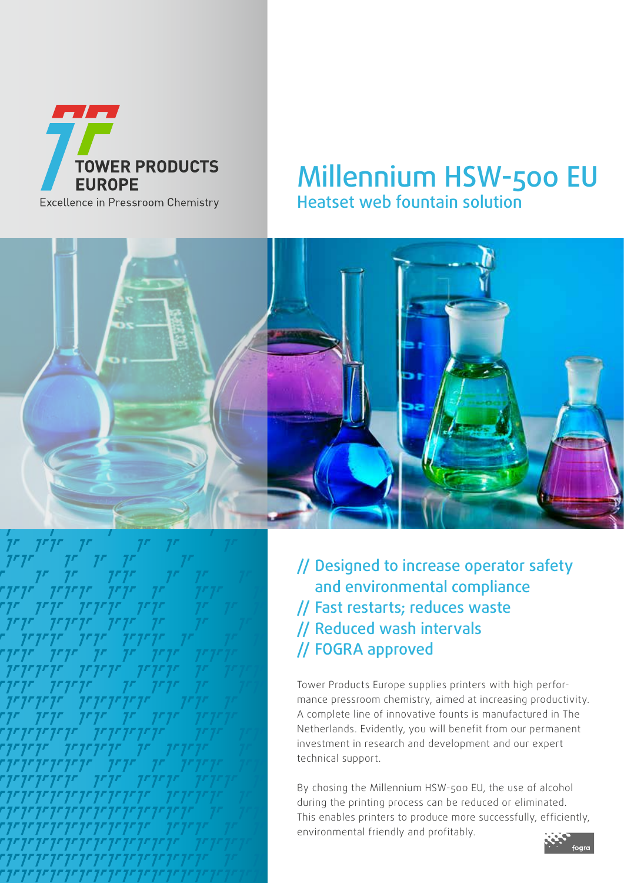TOWER PRODUCTS EUROPE

Excellence in Pressroom Chemistry

# Millennium HSW-500 EU

## Heatset web fountain solution

// Designed to increase operator safety and environmental compliance
// Fast restarts; reduces waste
// Reduced wash intervals
// FOGRA approved

Tower Products Europe supplies printers with high performance pressroom chemistry, aimed at increasing productivity. A complete line of innovative founts is manufactured in The Netherlands. Evidently, you will benefit from our permanent investment in research and development and our expert technical support.

By chosing the Millennium HSW-500 EU, the use of alcohol during the printing process can be reduced or eliminated. This enables printers to produce more successfully, efficiently, environmental friendly and profitably.

fogra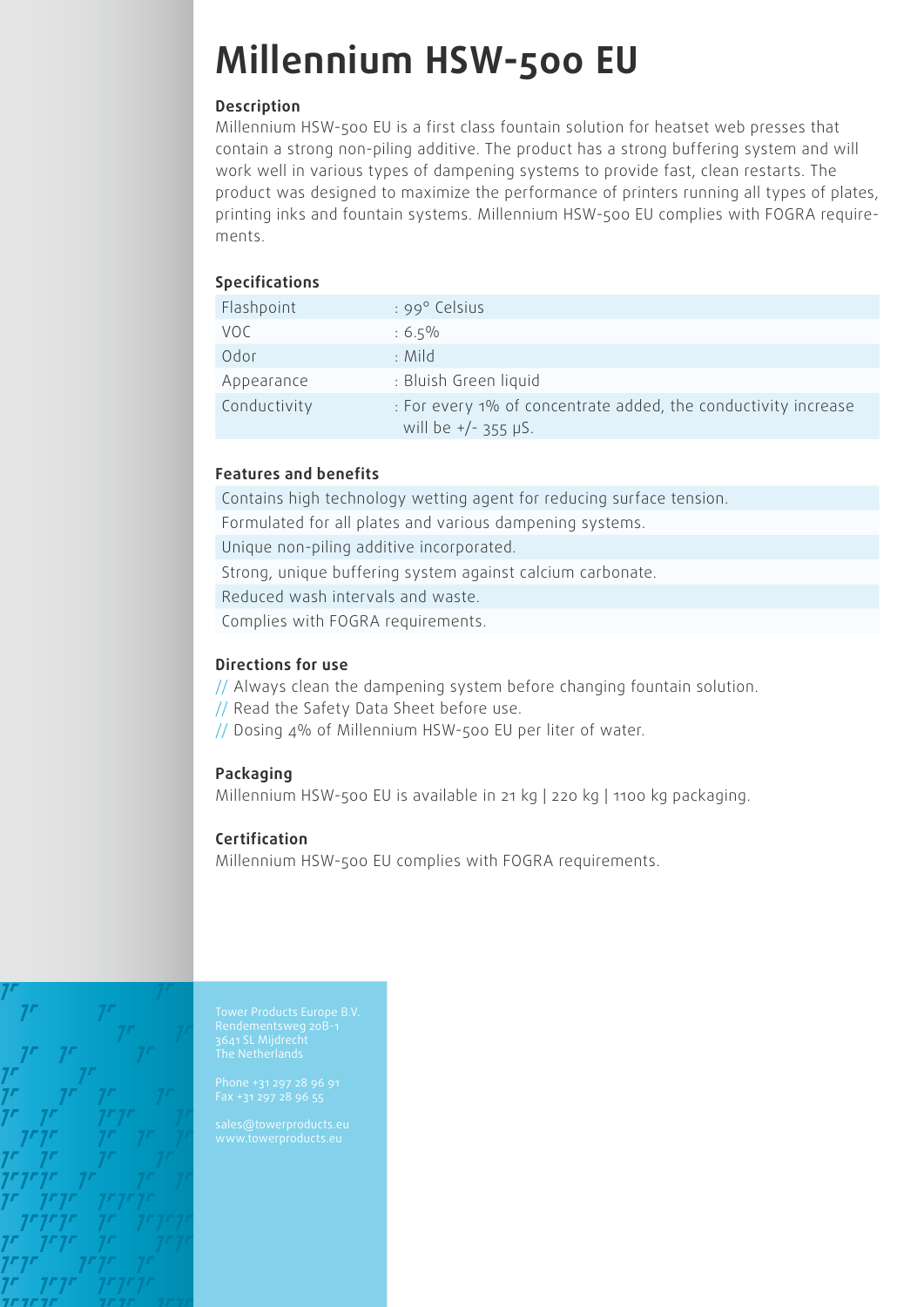# Millennium HSW-500 EU

## Description

Millennium HSW-500 EU is a first class fountain solution for heatset web presses that contain a strong non-piling additive. The product has a strong buffering system and will work well in various types of dampening systems to provide fast, clean restarts. The product was designed to maximize the performance of printers running all types of plates, printing inks and fountain systems. Millennium HSW-500 EU complies with FOGRA requirements.

## Specifications

| | |
|---|---|
| Flashpoint | : 99° Celsius |
| VOC | : 6.5% |
| Odor | : Mild |
| Appearance | : Bluish Green liquid |
| Conductivity | : For every 1% of concentrate added, the conductivity increase will be +/- 355 µS. |

## Features and benefits

| |
|---|
| Contains high technology wetting agent for reducing surface tension. |
| Formulated for all plates and various dampening systems. |
| Unique non-piling additive incorporated. |
| Strong, unique buffering system against calcium carbonate. |
| Reduced wash intervals and waste. |
| Complies with FOGRA requirements. |

## Directions for use

// Always clean the dampening system before changing fountain solution.
// Read the Safety Data Sheet before use.
// Dosing 4% of Millennium HSW-500 EU per liter of water.

## Packaging

Millennium HSW-500 EU is available in 21 kg | 220 kg | 1100 kg packaging.

## Certification

Millennium HSW-500 EU complies with FOGRA requirements.

Tower Products Europe B.V.
Rendementsweg 20B-1
3641 SL Mijdrecht
The Netherlands

Phone +31 297 28 96 91
Fax +31 297 28 96 55

sales@towerproducts.eu
www.towerproducts.eu